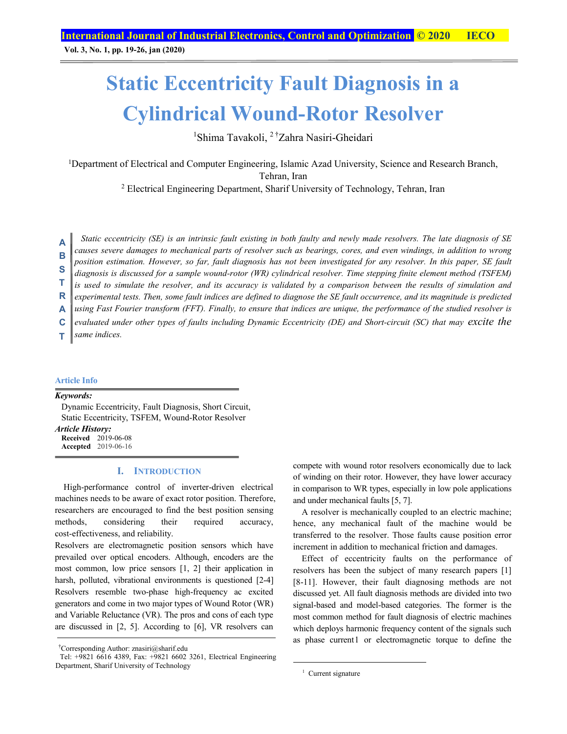# Static Eccentricity Fault Diagnosis in a Cylindrical Wound-Rotor Resolver

[1]Shima Tavakoli, [2 †]Zahra Nasiri-Gheidari

[1]Department of Electrical and Computer Engineering, Islamic Azad University, Science and Research Branch, Tehran, Iran

[2] Electrical Engineering Department, Sharif University of Technology, Tehran, Iran

**ABSTRACT**

*Static eccentricity (SE) is an intrinsic fault existing in both faulty and newly made resolvers. The late diagnosis of SE causes severe damages to mechanical parts of resolver such as bearings, cores, and even windings, in addition to wrong position estimation. However, so far, fault diagnosis has not been investigated for any resolver. In this paper, SE fault diagnosis is discussed for a sample wound-rotor (WR) cylindrical resolver. Time stepping finite element method (TSFEM) is used to simulate the resolver, and its accuracy is validated by a comparison between the results of simulation and experimental tests. Then, some fault indices are defined to diagnose the SE fault occurrence, and its magnitude is predicted using Fast Fourier transform (FFT). Finally, to ensure that indices are unique, the performance of the studied resolver is evaluated under other types of faults including Dynamic Eccentricity (DE) and Short-circuit (SC) that may excite the same indices.*

**Article Info**

***Keywords:***
Dynamic Eccentricity, Fault Diagnosis, Short Circuit, Static Eccentricity, TSFEM, Wound-Rotor Resolver

***Article History:***
**Received** 2019-06-08
**Accepted** 2019-06-16

## I. Introduction

High-performance control of inverter-driven electrical machines needs to be aware of exact rotor position. Therefore, researchers are encouraged to find the best position sensing methods, considering their required accuracy, cost-effectiveness, and reliability.

Resolvers are electromagnetic position sensors which have prevailed over optical encoders. Although, encoders are the most common, low price sensors [1, 2] their application in harsh, polluted, vibrational environments is questioned [2-4] Resolvers resemble two-phase high-frequency ac excited generators and come in two major types of Wound Rotor (WR) and Variable Reluctance (VR). The pros and cons of each type are discussed in [2, 5]. According to [6], VR resolvers can compete with wound rotor resolvers economically due to lack of winding on their rotor. However, they have lower accuracy in comparison to WR types, especially in low pole applications and under mechanical faults [5, 7].

A resolver is mechanically coupled to an electric machine; hence, any mechanical fault of the machine would be transferred to the resolver. Those faults cause position error increment in addition to mechanical friction and damages.

Effect of eccentricity faults on the performance of resolvers has been the subject of many research papers [1] [8-11]. However, their fault diagnosing methods are not discussed yet. All fault diagnosis methods are divided into two signal-based and model-based categories. The former is the most common method for fault diagnosis of electric machines which deploys harmonic frequency content of the signals such as phase current[1] or electromagnetic torque to define the

[†]Corresponding Author: znasiri@sharif.edu
Tel: +9821 6616 4389, Fax: +9821 6602 3261, Electrical Engineering Department, Sharif University of Technology

[1] Current signature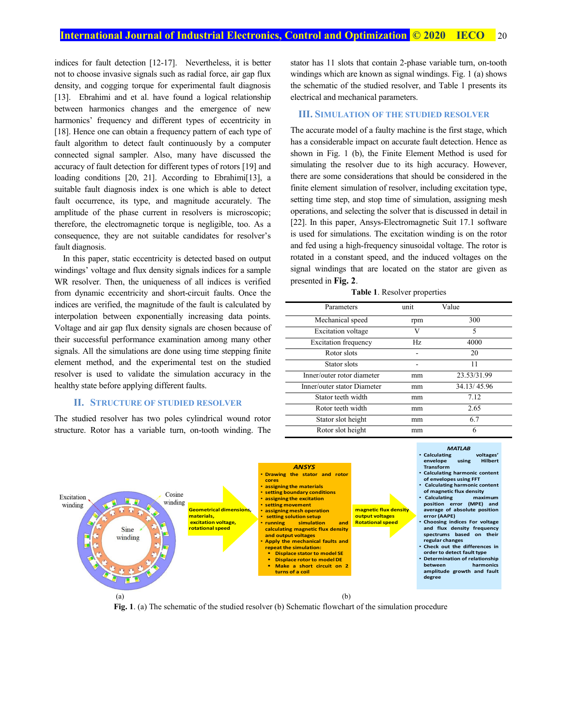indices for fault detection [12-17]. Nevertheless, it is better not to choose invasive signals such as radial force, air gap flux density, and cogging torque for experimental fault diagnosis [13]. Ebrahimi and et al. have found a logical relationship between harmonics changes and the emergence of new harmonics' frequency and different types of eccentricity in [18]. Hence one can obtain a frequency pattern of each type of fault algorithm to detect fault continuously by a computer connected signal sampler. Also, many have discussed the accuracy of fault detection for different types of rotors [19] and loading conditions [20, 21]. According to Ebrahimi[13], a suitable fault diagnosis index is one which is able to detect fault occurrence, its type, and magnitude accurately. The amplitude of the phase current in resolvers is microscopic; therefore, the electromagnetic torque is negligible, too. As a consequence, they are not suitable candidates for resolver's fault diagnosis.

In this paper, static eccentricity is detected based on output windings' voltage and flux density signals indices for a sample WR resolver. Then, the uniqueness of all indices is verified from dynamic eccentricity and short-circuit faults. Once the indices are verified, the magnitude of the fault is calculated by interpolation between exponentially increasing data points. Voltage and air gap flux density signals are chosen because of their successful performance examination among many other signals. All the simulations are done using time stepping finite element method, and the experimental test on the studied resolver is used to validate the simulation accuracy in the healthy state before applying different faults.

## II. Structure of Studied Resolver

The studied resolver has two poles cylindrical wound rotor structure. Rotor has a variable turn, on-tooth winding. The stator has 11 slots that contain 2-phase variable turn, on-tooth windings which are known as signal windings. Fig. 1 (a) shows the schematic of the studied resolver, and Table 1 presents its electrical and mechanical parameters.

## III. Simulation of the Studied Resolver

The accurate model of a faulty machine is the first stage, which has a considerable impact on accurate fault detection. Hence as shown in Fig. 1 (b), the Finite Element Method is used for simulating the resolver due to its high accuracy. However, there are some considerations that should be considered in the finite element simulation of resolver, including excitation type, setting time step, and stop time of simulation, assigning mesh operations, and selecting the solver that is discussed in detail in [22]. In this paper, Ansys-Electromagnetic Suit 17.1 software is used for simulations. The excitation winding is on the rotor and fed using a high-frequency sinusoidal voltage. The rotor is rotated in a constant speed, and the induced voltages on the signal windings that are located on the stator are given as presented in **Fig. 2**.

**Table 1**. Resolver properties

| Parameters | unit | Value |
|---|---|---|
| Mechanical speed | rpm | 300 |
| Excitation voltage | V | 5 |
| Excitation frequency | Hz | 4000 |
| Rotor slots | - | 20 |
| Stator slots | - | 11 |
| Inner/outer rotor diameter | mm | 23.53/31.99 |
| Inner/outer stator Diameter | mm | 34.13/ 45.96 |
| Stator teeth width | mm | 7.12 |
| Rotor teeth width | mm | 2.65 |
| Stator slot height | mm | 6.7 |
| Rotor slot height | mm | 6 |

Excitation winding — Cosine winding — Sine winding

(a)

Geometrical dimensions, materials, excitation voltage, rotational speed → **ANSYS**
- Drawing the stator and rotor cores
- assigning the materials
- setting boundary conditions
- assigning the excitation
- setting movement
- assigning mesh operation
- setting solution setup
- running simulation and calculating magnetic flux density and output voltages
- Apply the mechanical faults and repeat the simulation:
  - Displace stator to model SE
  - Displace rotor to model DE
  - Make a short circuit on 2 turns of a coil

→ magnetic flux density, output voltages, Rotational speed → **MATLAB**
- Calculating voltages' envelope using Hilbert Transform
- Calculating harmonic content of envelopes using FFT
- Calculating harmonic content of magnetic flux density
- Calculating maximum position error (MPE) and average of absolute position error (AAPE)
- Choosing indices For voltage and flux density frequency spectrums based on their regular changes
- Check out the differences in order to detect fault type
- Determination of relationship between harmonics amplitude growth and fault degree

(b)

**Fig. 1**. (a) The schematic of the studied resolver (b) Schematic flowchart of the simulation procedure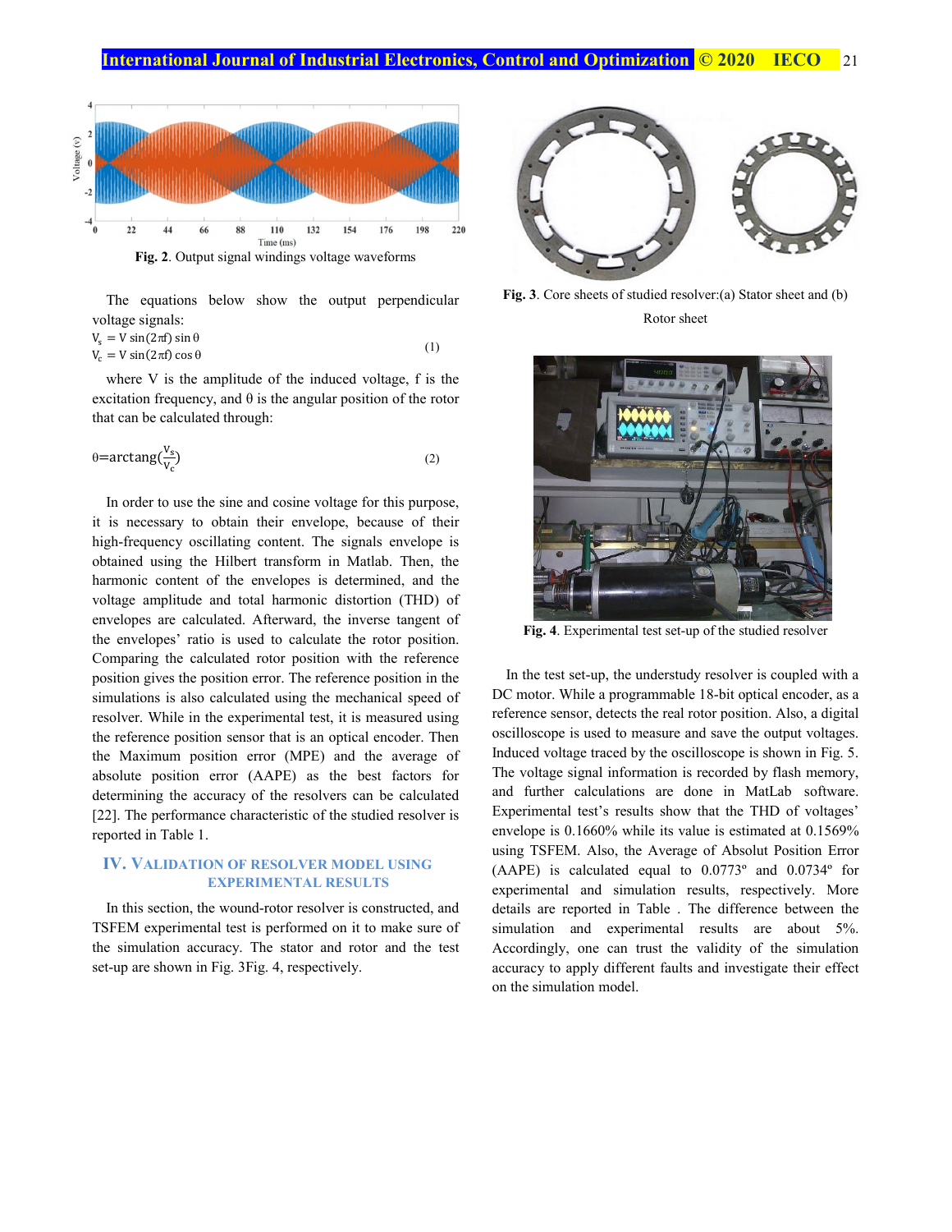Fig. 2. Output signal windings voltage waveforms

The equations below show the output perpendicular voltage signals:

$$V_s = V \sin(2\pi f) \sin\theta$$
$$V_c = V \sin(2\pi f) \cos\theta \quad (1)$$

where V is the amplitude of the induced voltage, f is the excitation frequency, and θ is the angular position of the rotor that can be calculated through:

$$\theta = \text{arctang}\left(\frac{V_s}{V_c}\right) \quad (2)$$

In order to use the sine and cosine voltage for this purpose, it is necessary to obtain their envelope, because of their high-frequency oscillating content. The signals envelope is obtained using the Hilbert transform in Matlab. Then, the harmonic content of the envelopes is determined, and the voltage amplitude and total harmonic distortion (THD) of envelopes are calculated. Afterward, the inverse tangent of the envelopes' ratio is used to calculate the rotor position. Comparing the calculated rotor position with the reference position gives the position error. The reference position in the simulations is also calculated using the mechanical speed of resolver. While in the experimental test, it is measured using the reference position sensor that is an optical encoder. Then the Maximum position error (MPE) and the average of absolute position error (AAPE) as the best factors for determining the accuracy of the resolvers can be calculated [22]. The performance characteristic of the studied resolver is reported in Table 1.

## IV. Validation of Resolver Model Using Experimental Results

In this section, the wound-rotor resolver is constructed, and TSFEM experimental test is performed on it to make sure of the simulation accuracy. The stator and rotor and the test set-up are shown in Fig. 3Fig. 4, respectively.

Fig. 3. Core sheets of studied resolver:(a) Stator sheet and (b) Rotor sheet

Fig. 4. Experimental test set-up of the studied resolver

In the test set-up, the understudy resolver is coupled with a DC motor. While a programmable 18-bit optical encoder, as a reference sensor, detects the real rotor position. Also, a digital oscilloscope is used to measure and save the output voltages. Induced voltage traced by the oscilloscope is shown in Fig. 5. The voltage signal information is recorded by flash memory, and further calculations are done in MatLab software. Experimental test's results show that the THD of voltages' envelope is 0.1660% while its value is estimated at 0.1569% using TSFEM. Also, the Average of Absolute Position Error (AAPE) is calculated equal to 0.0773º and 0.0734º for experimental and simulation results, respectively. More details are reported in Table . The difference between the simulation and experimental results are about 5%. Accordingly, one can trust the validity of the simulation accuracy to apply different faults and investigate their effect on the simulation model.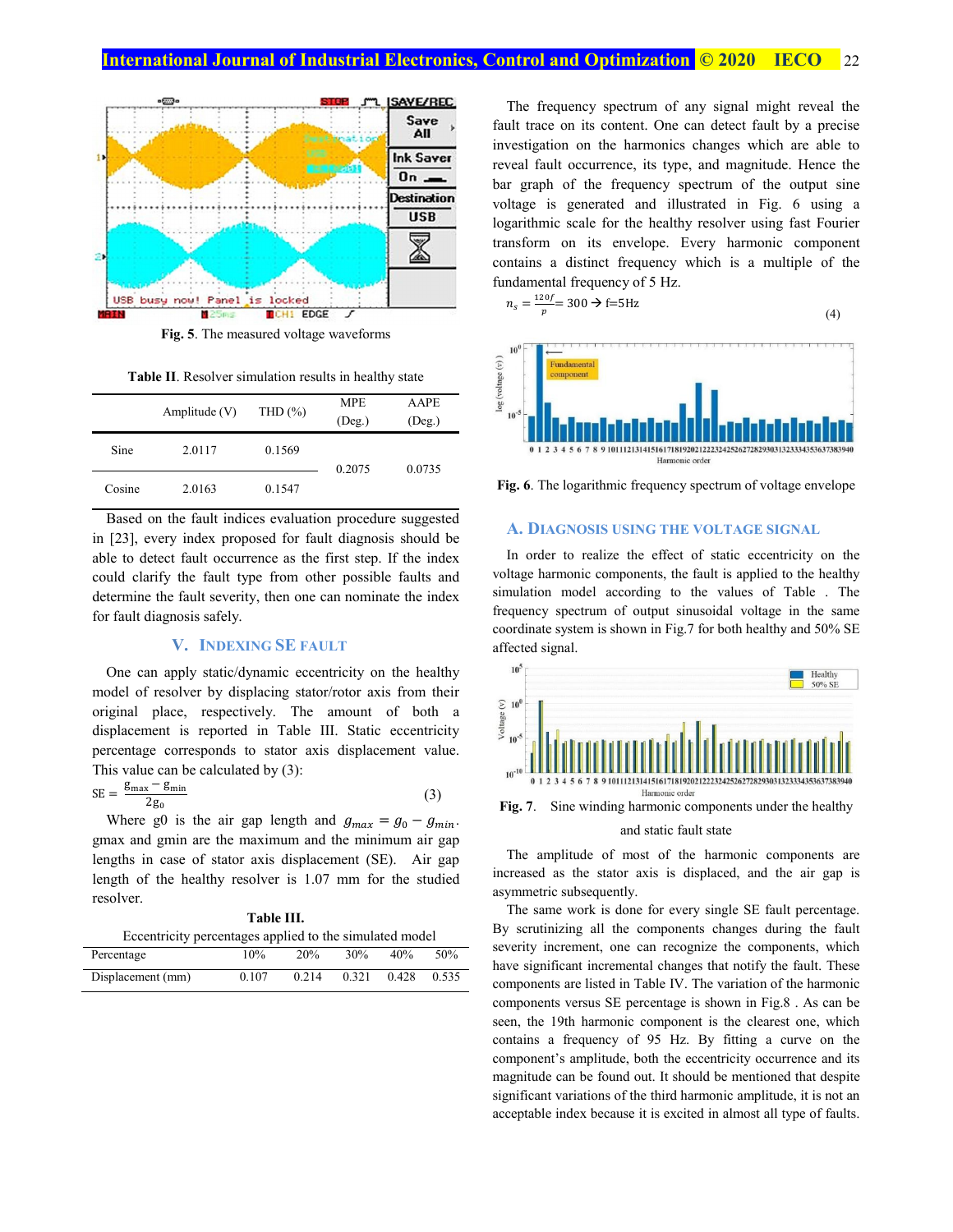Fig. 5. The measured voltage waveforms

Table II. Resolver simulation results in healthy state

| | Amplitude (V) | THD (%) | MPE (Deg.) | AAPE (Deg.) |
|---|---|---|---|---|
| Sine | 2.0117 | 0.1569 | 0.2075 | 0.0735 |
| Cosine | 2.0163 | 0.1547 | | |

Based on the fault indices evaluation procedure suggested in [23], every index proposed for fault diagnosis should be able to detect fault occurrence as the first step. If the index could clarify the fault type from other possible faults and determine the fault severity, then one can nominate the index for fault diagnosis safely.

## V. Indexing SE Fault

One can apply static/dynamic eccentricity on the healthy model of resolver by displacing stator/rotor axis from their original place, respectively. The amount of both a displacement is reported in Table III. Static eccentricity percentage corresponds to stator axis displacement value. This value can be calculated by (3):

$$\mathrm{SE} = \frac{g_{max} - g_{min}}{2g_0} \qquad (3)$$

Where g0 is the air gap length and $g_{max} = g_0 - g_{min}$. gmax and gmin are the maximum and the minimum air gap lengths in case of stator axis displacement (SE). Air gap length of the healthy resolver is 1.07 mm for the studied resolver.

**Table III.**
Eccentricity percentages applied to the simulated model

| Percentage | 10% | 20% | 30% | 40% | 50% |
|---|---|---|---|---|---|
| Displacement (mm) | 0.107 | 0.214 | 0.321 | 0.428 | 0.535 |

The frequency spectrum of any signal might reveal the fault trace on its content. One can detect fault by a precise investigation on the harmonics changes which are able to reveal fault occurrence, its type, and magnitude. Hence the bar graph of the frequency spectrum of the output sine voltage is generated and illustrated in Fig. 6 using a logarithmic scale for the healthy resolver using fast Fourier transform on its envelope. Every harmonic component contains a distinct frequency which is a multiple of the fundamental frequency of 5 Hz.

$$n_s = \frac{120f}{p} = 300 \rightarrow f = 5\text{Hz} \qquad (4)$$

Fig. 6. The logarithmic frequency spectrum of voltage envelope

### A. Diagnosis using the voltage signal

In order to realize the effect of static eccentricity on the voltage harmonic components, the fault is applied to the healthy simulation model according to the values of Table . The frequency spectrum of output sinusoidal voltage in the same coordinate system is shown in Fig.7 for both healthy and 50% SE affected signal.

Fig. 7. Sine winding harmonic components under the healthy and static fault state

The amplitude of most of the harmonic components are increased as the stator axis is displaced, and the air gap is asymmetric subsequently.

The same work is done for every single SE fault percentage. By scrutinizing all the components changes during the fault severity increment, one can recognize the components, which have significant incremental changes that notify the fault. These components are listed in Table IV. The variation of the harmonic components versus SE percentage is shown in Fig.8 . As can be seen, the 19th harmonic component is the clearest one, which contains a frequency of 95 Hz. By fitting a curve on the component's amplitude, both the eccentricity occurrence and its magnitude can be found out. It should be mentioned that despite significant variations of the third harmonic amplitude, it is not an acceptable index because it is excited in almost all type of faults.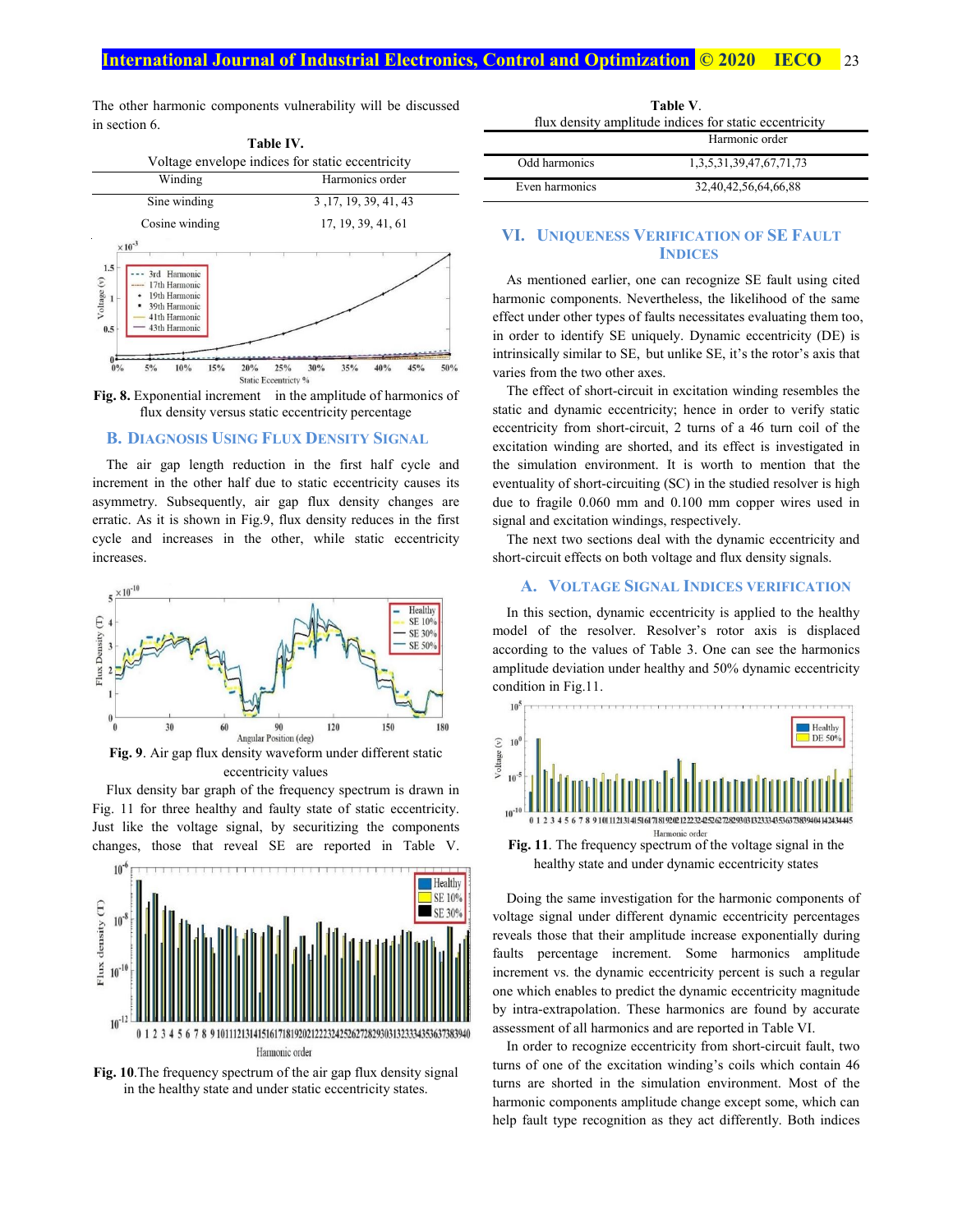The other harmonic components vulnerability will be discussed in section 6.

**Table IV.**
Voltage envelope indices for static eccentricity

| Winding | Harmonics order |
|---|---|
| Sine winding | 3 ,17, 19, 39, 41, 43 |
| Cosine winding | 17, 19, 39, 41, 61 |

**Fig. 8.** Exponential increment in the amplitude of harmonics of flux density versus static eccentricity percentage

## B. Diagnosis Using Flux Density Signal

The air gap length reduction in the first half cycle and increment in the other half due to static eccentricity causes its asymmetry. Subsequently, air gap flux density changes are erratic. As it is shown in Fig.9, flux density reduces in the first cycle and increases in the other, while static eccentricity increases.

**Fig. 9**. Air gap flux density waveform under different static eccentricity values

Flux density bar graph of the frequency spectrum is drawn in Fig. 11 for three healthy and faulty state of static eccentricity. Just like the voltage signal, by securitizing the components changes, those that reveal SE are reported in Table V.

**Fig. 10**.The frequency spectrum of the air gap flux density signal in the healthy state and under static eccentricity states.

**Table V**.
flux density amplitude indices for static eccentricity

| | Harmonic order |
|---|---|
| Odd harmonics | 1,3,5,31,39,47,67,71,73 |
| Even harmonics | 32,40,42,56,64,66,88 |

# VI. Uniqueness Verification of SE Fault Indices

As mentioned earlier, one can recognize SE fault using cited harmonic components. Nevertheless, the likelihood of the same effect under other types of faults necessitates evaluating them too, in order to identify SE uniquely. Dynamic eccentricity (DE) is intrinsically similar to SE, but unlike SE, it's the rotor's axis that varies from the two other axes.

The effect of short-circuit in excitation winding resembles the static and dynamic eccentricity; hence in order to verify static eccentricity from short-circuit, 2 turns of a 46 turn coil of the excitation winding are shorted, and its effect is investigated in the simulation environment. It is worth to mention that the eventuality of short-circuiting (SC) in the studied resolver is high due to fragile 0.060 mm and 0.100 mm copper wires used in signal and excitation windings, respectively.

The next two sections deal with the dynamic eccentricity and short-circuit effects on both voltage and flux density signals.

## A. Voltage Signal Indices Verification

In this section, dynamic eccentricity is applied to the healthy model of the resolver. Resolver's rotor axis is displaced according to the values of Table 3. One can see the harmonics amplitude deviation under healthy and 50% dynamic eccentricity condition in Fig.11.

**Fig. 11**. The frequency spectrum of the voltage signal in the healthy state and under dynamic eccentricity states

Doing the same investigation for the harmonic components of voltage signal under different dynamic eccentricity percentages reveals those that their amplitude increase exponentially during faults percentage increment. Some harmonics amplitude increment vs. the dynamic eccentricity percent is such a regular one which enables to predict the dynamic eccentricity magnitude by intra-extrapolation. These harmonics are found by accurate assessment of all harmonics and are reported in Table VI.

In order to recognize eccentricity from short-circuit fault, two turns of one of the excitation winding's coils which contain 46 turns are shorted in the simulation environment. Most of the harmonic components amplitude change except some, which can help fault type recognition as they act differently. Both indices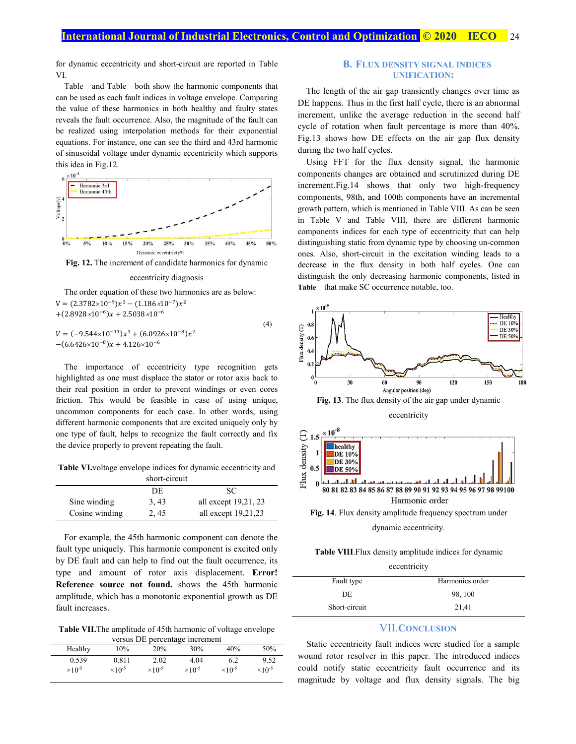for dynamic eccentricity and short-circuit are reported in Table VI.

Table and Table both show the harmonic components that can be used as each fault indices in voltage envelope. Comparing the value of these harmonics in both healthy and faulty states reveals the fault occurrence. Also, the magnitude of the fault can be realized using interpolation methods for their exponential equations. For instance, one can see the third and 43rd harmonic of sinusoidal voltage under dynamic eccentricity which supports this idea in Fig.12.

**Fig. 12.** The increment of candidate harmonics for dynamic eccentricity diagnosis

The order equation of these two harmonics are as below:

$$V = (2.3782\times10^{-9})x^3 - (1.186\times10^{-7})x^2 + (2.8928\times10^{-6})x + 2.5038\times10^{-6}$$
$$V = (-9.544\times10^{-11})x^3 + (6.0926\times10^{-8})x^2 - (6.6426\times10^{-8})x + 4.126\times10^{-6} \quad (4)$$

The importance of eccentricity type recognition gets highlighted as one must displace the stator or rotor axis back to their real position in order to prevent windings or even cores friction. This would be feasible in case of using unique, uncommon components for each case. In other words, using different harmonic components that are excited uniquely only by one type of fault, helps to recognize the fault correctly and fix the device properly to prevent repeating the fault.

**Table VI.** voltage envelope indices for dynamic eccentricity and short-circuit

| | DE | SC |
|---|---|---|
| Sine winding | 3, 43 | all except 19,21, 23 |
| Cosine winding | 2, 45 | all except 19,21,23 |

For example, the 45th harmonic component can denote the fault type uniquely. This harmonic component is excited only by DE fault and can help to find out the fault occurrence, its type and amount of rotor axis displacement. **Error! Reference source not found.** shows the 45th harmonic amplitude, which has a monotonic exponential growth as DE fault increases.

**Table VII.** The amplitude of 45th harmonic of voltage envelope versus DE percentage increment

| Healthy | 10% | 20% | 30% | 40% | 50% |
|---|---|---|---|---|---|
| 0.539 $\times10^{-5}$ | 0.811 $\times10^{-5}$ | 2.02 $\times10^{-5}$ | 4.04 $\times10^{-5}$ | 6.2 $\times10^{-5}$ | 9.52 $\times10^{-5}$ |

## B. Flux Density Signal Indices Unification:

The length of the air gap transiently changes over time as DE happens. Thus in the first half cycle, there is an abnormal increment, unlike the average reduction in the second half cycle of rotation when fault percentage is more than 40%. Fig.13 shows how DE effects on the air gap flux density during the two half cycles.

Using FFT for the flux density signal, the harmonic components changes are obtained and scrutinized during DE increment.Fig.14 shows that only two high-frequency components, 98th, and 100th components have an incremental growth pattern, which is mentioned in Table VIII. As can be seen in Table V and Table VIII, there are different harmonic components indices for each type of eccentricity that can help distinguishing static from dynamic type by choosing un-common ones. Also, short-circuit in the excitation winding leads to a decrease in the flux density in both half cycles. One can distinguish the only decreasing harmonic components, listed in **Table** that make SC occurrence notable, too.

**Fig. 13**. The flux density of the air gap under dynamic eccentricity

**Fig. 14**. Flux density amplitude frequency spectrum under dynamic eccentricity.

**Table VIII.** Flux density amplitude indices for dynamic eccentricity

| Fault type | Harmonics order |
|---|---|
| DE | 98, 100 |
| Short-circuit | 21,41 |

## VII. Conclusion

Static eccentricity fault indices were studied for a sample wound rotor resolver in this paper. The introduced indices could notify static eccentricity fault occurrence and its magnitude by voltage and flux density signals. The big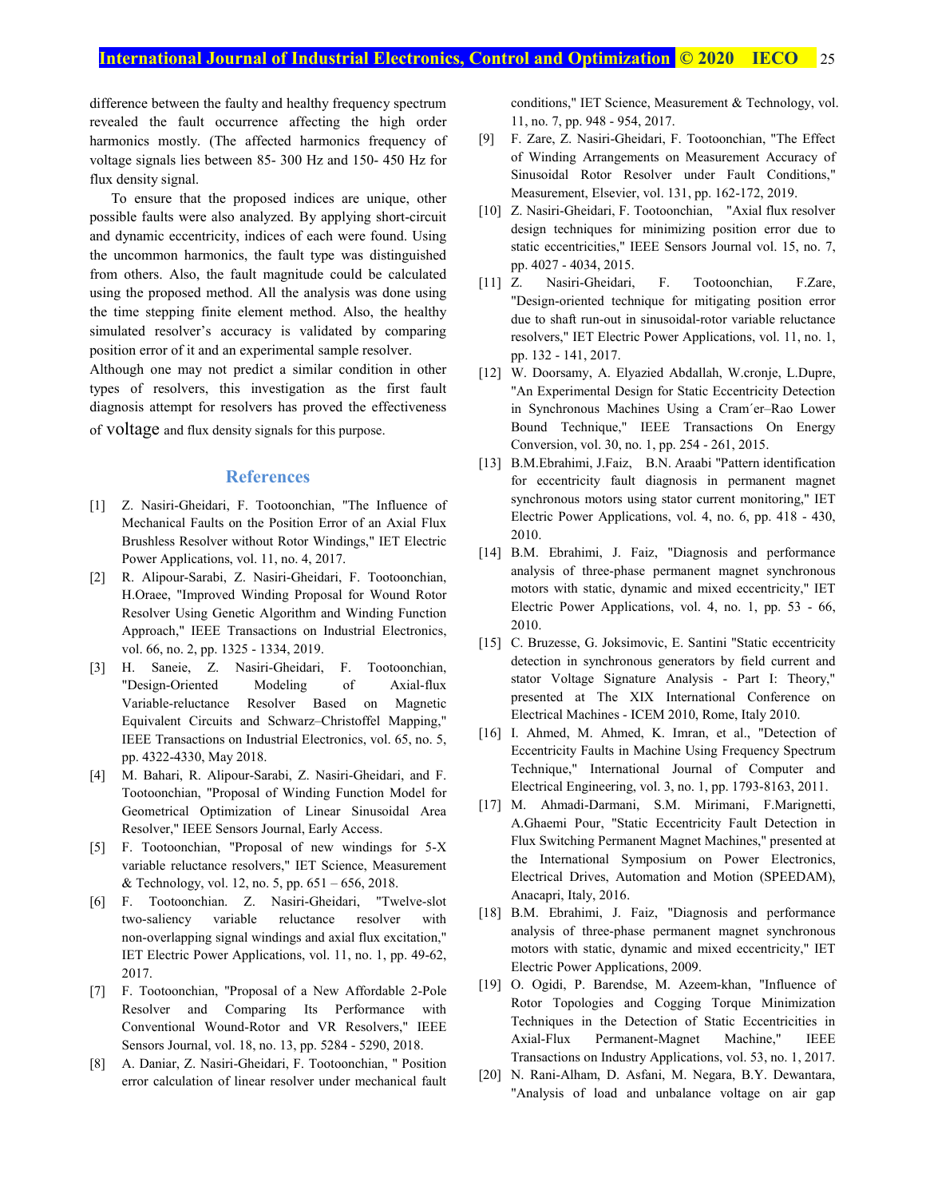difference between the faulty and healthy frequency spectrum revealed the fault occurrence affecting the high order harmonics mostly. (The affected harmonics frequency of voltage signals lies between 85- 300 Hz and 150- 450 Hz for flux density signal.

To ensure that the proposed indices are unique, other possible faults were also analyzed. By applying short-circuit and dynamic eccentricity, indices of each were found. Using the uncommon harmonics, the fault type was distinguished from others. Also, the fault magnitude could be calculated using the proposed method. All the analysis was done using the time stepping finite element method. Also, the healthy simulated resolver's accuracy is validated by comparing position error of it and an experimental sample resolver.

Although one may not predict a similar condition in other types of resolvers, this investigation as the first fault diagnosis attempt for resolvers has proved the effectiveness of voltage and flux density signals for this purpose.

## References

[1] Z. Nasiri-Gheidari, F. Tootoonchian, "The Influence of Mechanical Faults on the Position Error of an Axial Flux Brushless Resolver without Rotor Windings," IET Electric Power Applications, vol. 11, no. 4, 2017.

[2] R. Alipour-Sarabi, Z. Nasiri-Gheidari, F. Tootoonchian, H.Oraee, "Improved Winding Proposal for Wound Rotor Resolver Using Genetic Algorithm and Winding Function Approach," IEEE Transactions on Industrial Electronics, vol. 66, no. 2, pp. 1325 - 1334, 2019.

[3] H. Saneie, Z. Nasiri-Gheidari, F. Tootoonchian, "Design-Oriented Modeling of Axial-flux Variable-reluctance Resolver Based on Magnetic Equivalent Circuits and Schwarz–Christoffel Mapping," IEEE Transactions on Industrial Electronics, vol. 65, no. 5, pp. 4322-4330, May 2018.

[4] M. Bahari, R. Alipour-Sarabi, Z. Nasiri-Gheidari, and F. Tootoonchian, "Proposal of Winding Function Model for Geometrical Optimization of Linear Sinusoidal Area Resolver," IEEE Sensors Journal, Early Access.

[5] F. Tootoonchian, "Proposal of new windings for 5-X variable reluctance resolvers," IET Science, Measurement & Technology, vol. 12, no. 5, pp. 651 – 656, 2018.

[6] F. Tootoonchian. Z. Nasiri-Gheidari, "Twelve-slot two-saliency variable reluctance resolver with non-overlapping signal windings and axial flux excitation," IET Electric Power Applications, vol. 11, no. 1, pp. 49-62, 2017.

[7] F. Tootoonchian, "Proposal of a New Affordable 2-Pole Resolver and Comparing Its Performance with Conventional Wound-Rotor and VR Resolvers," IEEE Sensors Journal, vol. 18, no. 13, pp. 5284 - 5290, 2018.

[8] A. Daniar, Z. Nasiri-Gheidari, F. Tootoonchian, " Position error calculation of linear resolver under mechanical fault conditions," IET Science, Measurement & Technology, vol. 11, no. 7, pp. 948 - 954, 2017.

[9] F. Zare, Z. Nasiri-Gheidari, F. Tootoonchian, "The Effect of Winding Arrangements on Measurement Accuracy of Sinusoidal Rotor Resolver under Fault Conditions," Measurement, Elsevier, vol. 131, pp. 162-172, 2019.

[10] Z. Nasiri-Gheidari, F. Tootoonchian, "Axial flux resolver design techniques for minimizing position error due to static eccentricities," IEEE Sensors Journal vol. 15, no. 7, pp. 4027 - 4034, 2015.

[11] Z. Nasiri-Gheidari, F. Tootoonchian, F.Zare, "Design-oriented technique for mitigating position error due to shaft run-out in sinusoidal-rotor variable reluctance resolvers," IET Electric Power Applications, vol. 11, no. 1, pp. 132 - 141, 2017.

[12] W. Doorsamy, A. Elyazied Abdallah, W.cronje, L.Dupre, "An Experimental Design for Static Eccentricity Detection in Synchronous Machines Using a Cram´er–Rao Lower Bound Technique," IEEE Transactions On Energy Conversion, vol. 30, no. 1, pp. 254 - 261, 2015.

[13] B.M.Ebrahimi, J.Faiz, B.N. Araabi "Pattern identification for eccentricity fault diagnosis in permanent magnet synchronous motors using stator current monitoring," IET Electric Power Applications, vol. 4, no. 6, pp. 418 - 430, 2010.

[14] B.M. Ebrahimi, J. Faiz, "Diagnosis and performance analysis of three-phase permanent magnet synchronous motors with static, dynamic and mixed eccentricity," IET Electric Power Applications, vol. 4, no. 1, pp. 53 - 66, 2010.

[15] C. Bruzesse, G. Joksimovic, E. Santini "Static eccentricity detection in synchronous generators by field current and stator Voltage Signature Analysis - Part I: Theory," presented at The XIX International Conference on Electrical Machines - ICEM 2010, Rome, Italy 2010.

[16] I. Ahmed, M. Ahmed, K. Imran, et al., "Detection of Eccentricity Faults in Machine Using Frequency Spectrum Technique," International Journal of Computer and Electrical Engineering, vol. 3, no. 1, pp. 1793-8163, 2011.

[17] M. Ahmadi-Darmani, S.M. Mirimani, F.Marignetti, A.Ghaemi Pour, "Static Eccentricity Fault Detection in Flux Switching Permanent Magnet Machines," presented at the International Symposium on Power Electronics, Electrical Drives, Automation and Motion (SPEEDAM), Anacapri, Italy, 2016.

[18] B.M. Ebrahimi, J. Faiz, "Diagnosis and performance analysis of three-phase permanent magnet synchronous motors with static, dynamic and mixed eccentricity," IET Electric Power Applications, 2009.

[19] O. Ogidi, P. Barendse, M. Azeem-khan, "Influence of Rotor Topologies and Cogging Torque Minimization Techniques in the Detection of Static Eccentricities in Axial-Flux Permanent-Magnet Machine," IEEE Transactions on Industry Applications, vol. 53, no. 1, 2017.

[20] N. Rani-Alham, D. Asfani, M. Negara, B.Y. Dewantara, "Analysis of load and unbalance voltage on air gap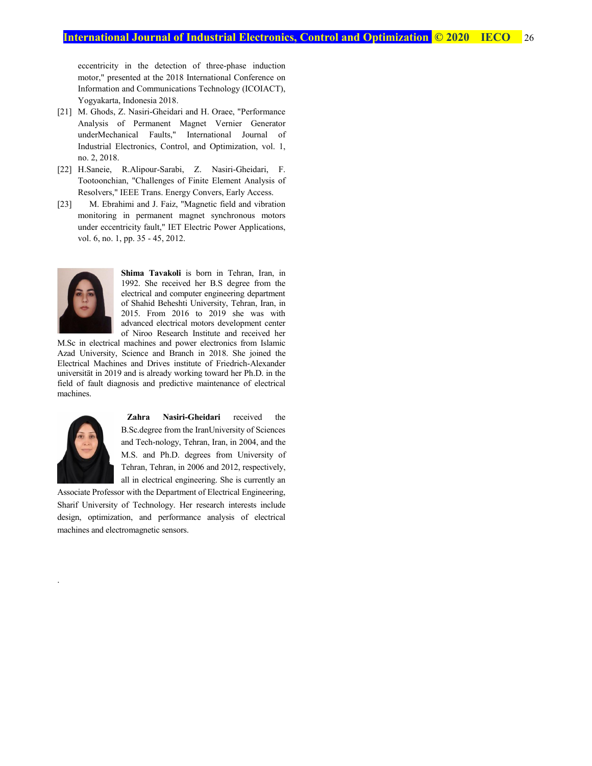eccentricity in the detection of three-phase induction motor," presented at the 2018 International Conference on Information and Communications Technology (ICOIACT), Yogyakarta, Indonesia 2018.

[21] M. Ghods, Z. Nasiri-Gheidari and H. Oraee, "Performance Analysis of Permanent Magnet Vernier Generator underMechanical Faults," International Journal of Industrial Electronics, Control, and Optimization, vol. 1, no. 2, 2018.

[22] H.Saneie, R.Alipour-Sarabi, Z. Nasiri-Gheidari, F. Tootoonchian, "Challenges of Finite Element Analysis of Resolvers," IEEE Trans. Energy Convers, Early Access.

[23] M. Ebrahimi and J. Faiz, "Magnetic field and vibration monitoring in permanent magnet synchronous motors under eccentricity fault," IET Electric Power Applications, vol. 6, no. 1, pp. 35 - 45, 2012.

**Shima Tavakoli** is born in Tehran, Iran, in 1992. She received her B.S degree from the electrical and computer engineering department of Shahid Beheshti University, Tehran, Iran, in 2015. From 2016 to 2019 she was with advanced electrical motors development center of Niroo Research Institute and received her M.Sc in electrical machines and power electronics from Islamic Azad University, Science and Branch in 2018. She joined the Electrical Machines and Drives institute of Friedrich-Alexander universität in 2019 and is already working toward her Ph.D. in the field of fault diagnosis and predictive maintenance of electrical machines.

**Zahra Nasiri-Gheidari** received the B.Sc.degree from the IranUniversity of Sciences and Tech-nology, Tehran, Iran, in 2004, and the M.S. and Ph.D. degrees from University of Tehran, Tehran, in 2006 and 2012, respectively, all in electrical engineering. She is currently an Associate Professor with the Department of Electrical Engineering, Sharif University of Technology. Her research interests include design, optimization, and performance analysis of electrical machines and electromagnetic sensors.

.